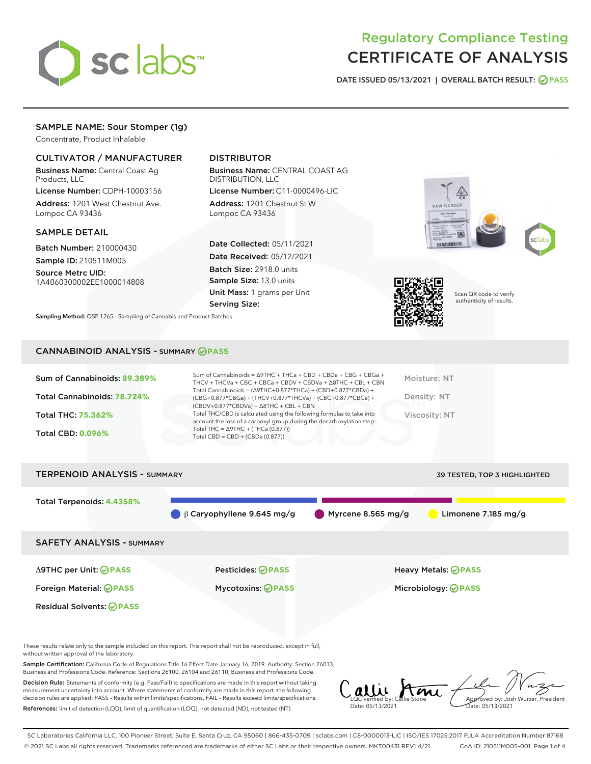# Regulatory Compliance Testing
# CERTIFICATE OF ANALYSIS

DATE ISSUED 05/13/2021 | OVERALL BATCH RESULT: PASS

## SAMPLE NAME: Sour Stomper (1g)

Concentrate, Product Inhalable

### CULTIVATOR / MANUFACTURER

**Business Name:** Central Coast Ag Products, LLC

**License Number:** CDPH-10003156

**Address:** 1201 West Chestnut Ave. Lompoc CA 93436

### DISTRIBUTOR

**Business Name:** CENTRAL COAST AG DISTRIBUTION, LLC

**License Number:** C11-0000496-LIC

**Address:** 1201 Chestnut St W Lompoc CA 93436

### SAMPLE DETAIL

**Batch Number:** 210000430

**Sample ID:** 210511M005

**Source Metrc UID:** 1A4060300002EE1000014808

**Date Collected:** 05/11/2021

**Date Received:** 05/12/2021

**Batch Size:** 2918.0 units

**Sample Size:** 13.0 units

**Unit Mass:** 1 grams per Unit

**Serving Size:**

**Sampling Method:** QSP 1265 - Sampling of Cannabis and Product Batches

Scan QR code to verify authenticity of results.

## CANNABINOID ANALYSIS - SUMMARY PASS

Sum of Cannabinoids: **89.389%**

Total Cannabinoids: **78.724%**

Total THC: **75.362%**

Total CBD: **0.096%**

Sum of Cannabinoids = Δ9THC + THCa + CBD + CBDa + CBG + CBGa + THCV + THCVa + CBC + CBCa + CBDV + CBDVa + Δ8THC + CBL + CBN

Total Cannabinoids = (Δ9THC+0.877*THCa) + (CBD+0.877*CBDa) + (CBG+0.877*CBGa) + (THCV+0.877*THCVa) + (CBC+0.877*CBCa) + (CBDV+0.877*CBDVa) + Δ8THC + CBL + CBN

Total THC/CBD is calculated using the following formulas to take into account the loss of a carboxyl group during the decarboxylation step:

Total THC = Δ9THC + (THCa (0.877))

Total CBD = CBD + (CBDa (0.877))

Moisture: NT

Density: NT

Viscosity: NT

## TERPENOID ANALYSIS - SUMMARY

39 TESTED, TOP 3 HIGHLIGHTED

Total Terpenoids: **4.4358%**

β Caryophyllene 9.645 mg/g | Myrcene 8.565 mg/g | Limonene 7.185 mg/g

## SAFETY ANALYSIS - SUMMARY

| | | |
|---|---|---|
| Δ9THC per Unit: PASS | Pesticides: PASS | Heavy Metals: PASS |
| Foreign Material: PASS | Mycotoxins: PASS | Microbiology: PASS |
| Residual Solvents: PASS | | |

These results relate only to the sample included on this report. This report shall not be reproduced, except in full, without written approval of the laboratory.

**Sample Certification:** California Code of Regulations Title 16 Effect Date January 16, 2019. Authority: Section 26013, Business and Professions Code. Reference: Sections 26100, 26104 and 26110, Business and Professions Code.

**Decision Rule:** Statements of conformity (e.g. Pass/Fail) to specifications are made in this report without taking measurement uncertainty into account. Where statements of conformity are made in this report, the following decision rules are applied: PASS – Results within limits/specifications, FAIL – Results exceed limits/specifications.

**References:** limit of detection (LOD), limit of quantification (LOQ), not detected (ND), not tested (NT)

LQC verified by: Callie Stone
Date: 05/13/2021

Approved by: Josh Wurzer, President
Date: 05/13/2021

SC Laboratories California LLC. 100 Pioneer Street, Suite E, Santa Cruz, CA 95060 | 866-435-0709 | sclabs.com | C8-0000013-LIC | ISO/IES 17025:2017 PJLA Accreditation Number 87168

© 2021 SC Labs all rights reserved. Trademarks referenced are trademarks of either SC Labs or their respective owners. MKT00431 REV1 4/21 CoA ID: 210511M005-001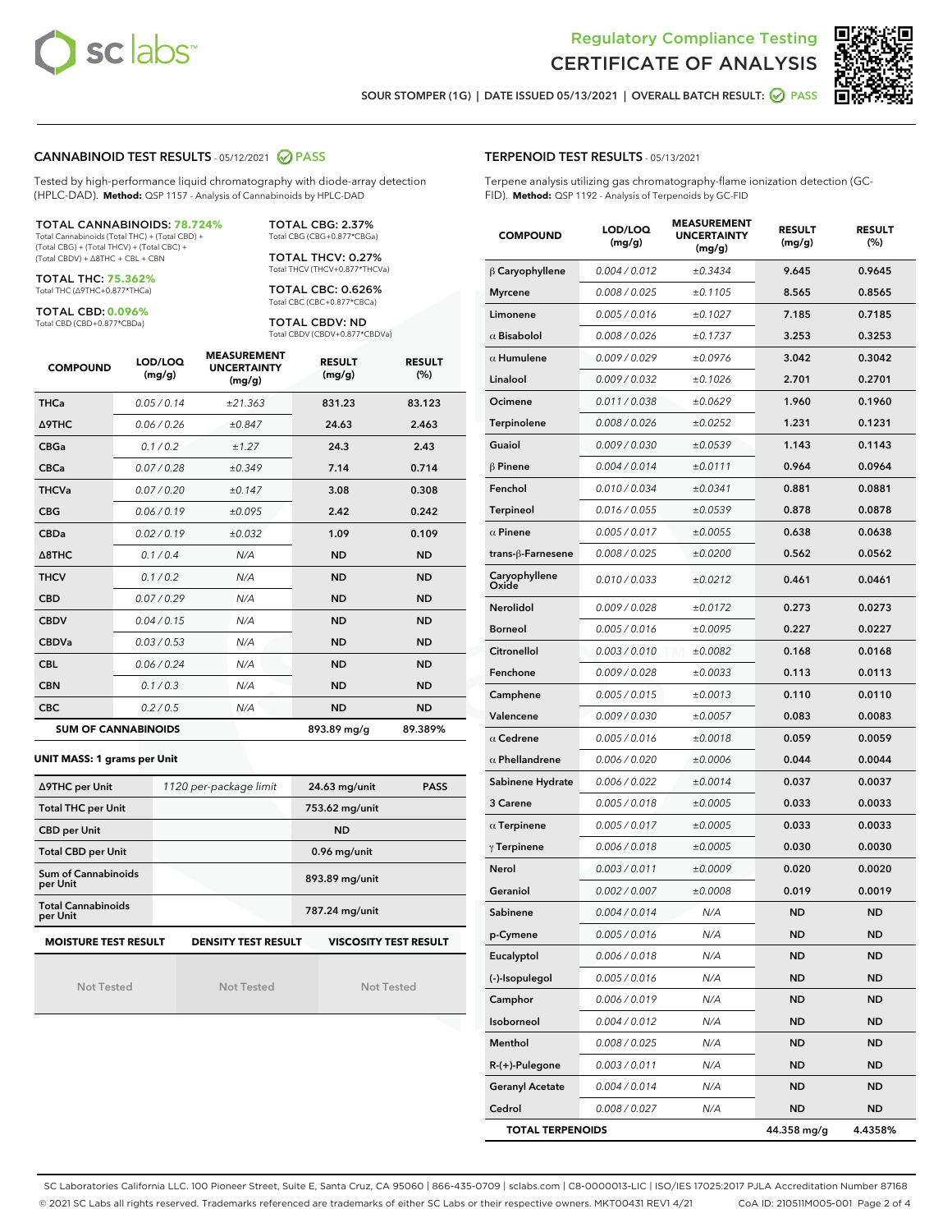# Regulatory Compliance Testing
# CERTIFICATE OF ANALYSIS

SOUR STOMPER (1G) | DATE ISSUED 05/13/2021 | OVERALL BATCH RESULT: PASS

## CANNABINOID TEST RESULTS - 05/12/2021 PASS

Tested by high-performance liquid chromatography with diode-array detection (HPLC-DAD). **Method:** QSP 1157 - Analysis of Cannabinoids by HPLC-DAD

**TOTAL CANNABINOIDS: 78.724%**
Total Cannabinoids (Total THC) + (Total CBD) + (Total CBG) + (Total THCV) + (Total CBC) + (Total CBDV) + Δ8THC + CBL + CBN

**TOTAL THC: 75.362%**
Total THC (Δ9THC+0.877*THCa)

**TOTAL CBD: 0.096%**
Total CBD (CBD+0.877*CBDa)

**TOTAL CBG: 2.37%**
Total CBG (CBG+0.877*CBGa)

**TOTAL THCV: 0.27%**
Total THCV (THCV+0.877*THCVa)

**TOTAL CBC: 0.626%**
Total CBC (CBC+0.877*CBCa)

**TOTAL CBDV: ND**
Total CBDV (CBDV+0.877*CBDVa)

| COMPOUND | LOD/LOQ (mg/g) | MEASUREMENT UNCERTAINTY (mg/g) | RESULT (mg/g) | RESULT (%) |
|---|---|---|---|---|
| THCa | 0.05 / 0.14 | ±21.363 | 831.23 | 83.123 |
| Δ9THC | 0.06 / 0.26 | ±0.847 | 24.63 | 2.463 |
| CBGa | 0.1 / 0.2 | ±1.27 | 24.3 | 2.43 |
| CBCa | 0.07 / 0.28 | ±0.349 | 7.14 | 0.714 |
| THCVa | 0.07 / 0.20 | ±0.147 | 3.08 | 0.308 |
| CBG | 0.06 / 0.19 | ±0.095 | 2.42 | 0.242 |
| CBDa | 0.02 / 0.19 | ±0.032 | 1.09 | 0.109 |
| Δ8THC | 0.1 / 0.4 | N/A | ND | ND |
| THCV | 0.1 / 0.2 | N/A | ND | ND |
| CBD | 0.07 / 0.29 | N/A | ND | ND |
| CBDV | 0.04 / 0.15 | N/A | ND | ND |
| CBDVa | 0.03 / 0.53 | N/A | ND | ND |
| CBL | 0.06 / 0.24 | N/A | ND | ND |
| CBN | 0.1 / 0.3 | N/A | ND | ND |
| CBC | 0.2 / 0.5 | N/A | ND | ND |
| **SUM OF CANNABINOIDS** | | | 893.89 mg/g | 89.389% |

**UNIT MASS: 1 grams per Unit**

| | | | |
|---|---|---|---|
| Δ9THC per Unit | 1120 per-package limit | 24.63 mg/unit | PASS |
| Total THC per Unit | | 753.62 mg/unit | |
| CBD per Unit | | ND | |
| Total CBD per Unit | | 0.96 mg/unit | |
| Sum of Cannabinoids per Unit | | 893.89 mg/unit | |
| Total Cannabinoids per Unit | | 787.24 mg/unit | |

| MOISTURE TEST RESULT | DENSITY TEST RESULT | VISCOSITY TEST RESULT |
|---|---|---|
| Not Tested | Not Tested | Not Tested |

## TERPENOID TEST RESULTS - 05/13/2021

Terpene analysis utilizing gas chromatography-flame ionization detection (GC-FID). **Method:** QSP 1192 - Analysis of Terpenoids by GC-FID

| COMPOUND | LOD/LOQ (mg/g) | MEASUREMENT UNCERTAINTY (mg/g) | RESULT (mg/g) | RESULT (%) |
|---|---|---|---|---|
| β Caryophyllene | 0.004 / 0.012 | ±0.3434 | 9.645 | 0.9645 |
| Myrcene | 0.008 / 0.025 | ±0.1105 | 8.565 | 0.8565 |
| Limonene | 0.005 / 0.016 | ±0.1027 | 7.185 | 0.7185 |
| α Bisabolol | 0.008 / 0.026 | ±0.1737 | 3.253 | 0.3253 |
| α Humulene | 0.009 / 0.029 | ±0.0976 | 3.042 | 0.3042 |
| Linalool | 0.009 / 0.032 | ±0.1026 | 2.701 | 0.2701 |
| Ocimene | 0.011 / 0.038 | ±0.0629 | 1.960 | 0.1960 |
| Terpinolene | 0.008 / 0.026 | ±0.0252 | 1.231 | 0.1231 |
| Guaiol | 0.009 / 0.030 | ±0.0539 | 1.143 | 0.1143 |
| β Pinene | 0.004 / 0.014 | ±0.0111 | 0.964 | 0.0964 |
| Fenchol | 0.010 / 0.034 | ±0.0341 | 0.881 | 0.0881 |
| Terpineol | 0.016 / 0.055 | ±0.0539 | 0.878 | 0.0878 |
| α Pinene | 0.005 / 0.017 | ±0.0055 | 0.638 | 0.0638 |
| trans-β-Farnesene | 0.008 / 0.025 | ±0.0200 | 0.562 | 0.0562 |
| Caryophyllene Oxide | 0.010 / 0.033 | ±0.0212 | 0.461 | 0.0461 |
| Nerolidol | 0.009 / 0.028 | ±0.0172 | 0.273 | 0.0273 |
| Borneol | 0.005 / 0.016 | ±0.0095 | 0.227 | 0.0227 |
| Citronellol | 0.003 / 0.010 | ±0.0082 | 0.168 | 0.0168 |
| Fenchone | 0.009 / 0.028 | ±0.0033 | 0.113 | 0.0113 |
| Camphene | 0.005 / 0.015 | ±0.0013 | 0.110 | 0.0110 |
| Valencene | 0.009 / 0.030 | ±0.0057 | 0.083 | 0.0083 |
| α Cedrene | 0.005 / 0.016 | ±0.0018 | 0.059 | 0.0059 |
| α Phellandrene | 0.006 / 0.020 | ±0.0006 | 0.044 | 0.0044 |
| Sabinene Hydrate | 0.006 / 0.022 | ±0.0014 | 0.037 | 0.0037 |
| 3 Carene | 0.005 / 0.018 | ±0.0005 | 0.033 | 0.0033 |
| α Terpinene | 0.005 / 0.017 | ±0.0005 | 0.033 | 0.0033 |
| γ Terpinene | 0.006 / 0.018 | ±0.0005 | 0.030 | 0.0030 |
| Nerol | 0.003 / 0.011 | ±0.0009 | 0.020 | 0.0020 |
| Geraniol | 0.002 / 0.007 | ±0.0008 | 0.019 | 0.0019 |
| Sabinene | 0.004 / 0.014 | N/A | ND | ND |
| p-Cymene | 0.005 / 0.016 | N/A | ND | ND |
| Eucalyptol | 0.006 / 0.018 | N/A | ND | ND |
| (-)-Isopulegol | 0.005 / 0.016 | N/A | ND | ND |
| Camphor | 0.006 / 0.019 | N/A | ND | ND |
| Isoborneol | 0.004 / 0.012 | N/A | ND | ND |
| Menthol | 0.008 / 0.025 | N/A | ND | ND |
| R-(+)-Pulegone | 0.003 / 0.011 | N/A | ND | ND |
| Geranyl Acetate | 0.004 / 0.014 | N/A | ND | ND |
| Cedrol | 0.008 / 0.027 | N/A | ND | ND |
| **TOTAL TERPENOIDS** | | | 44.358 mg/g | 4.4358% |

SC Laboratories California LLC. 100 Pioneer Street, Suite E, Santa Cruz, CA 95060 | 866-435-0709 | sclabs.com | C8-0000013-LIC | ISO/IES 17025:2017 PJLA Accreditation Number 87168
© 2021 SC Labs all rights reserved. Trademarks referenced are trademarks of either SC Labs or their respective owners. MKT00431 REV1 4/21 CoA ID: 210511M005-001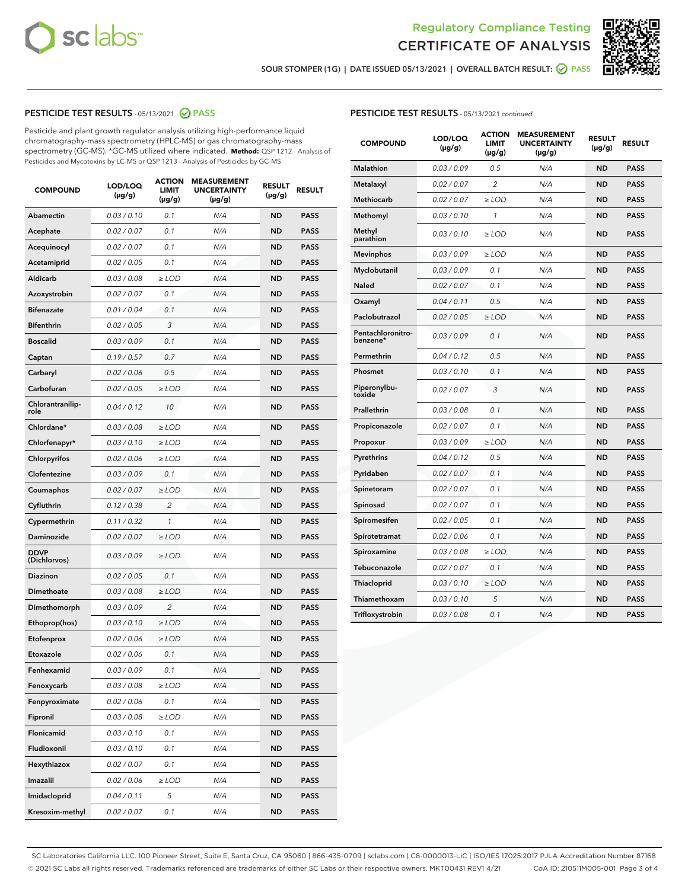Regulatory Compliance Testing
CERTIFICATE OF ANALYSIS

SOUR STOMPER (1G) | DATE ISSUED 05/13/2021 | OVERALL BATCH RESULT: PASS

## PESTICIDE TEST RESULTS - 05/13/2021 PASS

Pesticide and plant growth regulator analysis utilizing high-performance liquid chromatography-mass spectrometry (HPLC-MS) or gas chromatography-mass spectrometry (GC-MS). *GC-MS utilized where indicated. **Method:** QSP 1212 - Analysis of Pesticides and Mycotoxins by LC-MS or QSP 1213 - Analysis of Pesticides by GC-MS

| COMPOUND | LOD/LOQ (µg/g) | ACTION LIMIT (µg/g) | MEASUREMENT UNCERTAINTY (µg/g) | RESULT (µg/g) | RESULT |
|---|---|---|---|---|---|
| Abamectin | 0.03 / 0.10 | 0.1 | N/A | ND | PASS |
| Acephate | 0.02 / 0.07 | 0.1 | N/A | ND | PASS |
| Acequinocyl | 0.02 / 0.07 | 0.1 | N/A | ND | PASS |
| Acetamiprid | 0.02 / 0.05 | 0.1 | N/A | ND | PASS |
| Aldicarb | 0.03 / 0.08 | ≥ LOD | N/A | ND | PASS |
| Azoxystrobin | 0.02 / 0.07 | 0.1 | N/A | ND | PASS |
| Bifenazate | 0.01 / 0.04 | 0.1 | N/A | ND | PASS |
| Bifenthrin | 0.02 / 0.05 | 3 | N/A | ND | PASS |
| Boscalid | 0.03 / 0.09 | 0.1 | N/A | ND | PASS |
| Captan | 0.19 / 0.57 | 0.7 | N/A | ND | PASS |
| Carbaryl | 0.02 / 0.06 | 0.5 | N/A | ND | PASS |
| Carbofuran | 0.02 / 0.05 | ≥ LOD | N/A | ND | PASS |
| Chlorantraniliprole | 0.04 / 0.12 | 10 | N/A | ND | PASS |
| Chlordane* | 0.03 / 0.08 | ≥ LOD | N/A | ND | PASS |
| Chlorfenapyr* | 0.03 / 0.10 | ≥ LOD | N/A | ND | PASS |
| Chlorpyrifos | 0.02 / 0.06 | ≥ LOD | N/A | ND | PASS |
| Clofentezine | 0.03 / 0.09 | 0.1 | N/A | ND | PASS |
| Coumaphos | 0.02 / 0.07 | ≥ LOD | N/A | ND | PASS |
| Cyfluthrin | 0.12 / 0.38 | 2 | N/A | ND | PASS |
| Cypermethrin | 0.11 / 0.32 | 1 | N/A | ND | PASS |
| Daminozide | 0.02 / 0.07 | ≥ LOD | N/A | ND | PASS |
| DDVP (Dichlorvos) | 0.03 / 0.09 | ≥ LOD | N/A | ND | PASS |
| Diazinon | 0.02 / 0.05 | 0.1 | N/A | ND | PASS |
| Dimethoate | 0.03 / 0.08 | ≥ LOD | N/A | ND | PASS |
| Dimethomorph | 0.03 / 0.09 | 2 | N/A | ND | PASS |
| Ethoprop(hos) | 0.03 / 0.10 | ≥ LOD | N/A | ND | PASS |
| Etofenprox | 0.02 / 0.06 | ≥ LOD | N/A | ND | PASS |
| Etoxazole | 0.02 / 0.06 | 0.1 | N/A | ND | PASS |
| Fenhexamid | 0.03 / 0.09 | 0.1 | N/A | ND | PASS |
| Fenoxycarb | 0.03 / 0.08 | ≥ LOD | N/A | ND | PASS |
| Fenpyroximate | 0.02 / 0.06 | 0.1 | N/A | ND | PASS |
| Fipronil | 0.03 / 0.08 | ≥ LOD | N/A | ND | PASS |
| Flonicamid | 0.03 / 0.10 | 0.1 | N/A | ND | PASS |
| Fludioxonil | 0.03 / 0.10 | 0.1 | N/A | ND | PASS |
| Hexythiazox | 0.02 / 0.07 | 0.1 | N/A | ND | PASS |
| Imazalil | 0.02 / 0.06 | ≥ LOD | N/A | ND | PASS |
| Imidacloprid | 0.04 / 0.11 | 5 | N/A | ND | PASS |
| Kresoxim-methyl | 0.02 / 0.07 | 0.1 | N/A | ND | PASS |
| Malathion | 0.03 / 0.09 | 0.5 | N/A | ND | PASS |
| Metalaxyl | 0.02 / 0.07 | 2 | N/A | ND | PASS |
| Methiocarb | 0.02 / 0.07 | ≥ LOD | N/A | ND | PASS |
| Methomyl | 0.03 / 0.10 | 1 | N/A | ND | PASS |
| Methyl parathion | 0.03 / 0.10 | ≥ LOD | N/A | ND | PASS |
| Mevinphos | 0.03 / 0.09 | ≥ LOD | N/A | ND | PASS |
| Myclobutanil | 0.03 / 0.09 | 0.1 | N/A | ND | PASS |
| Naled | 0.02 / 0.07 | 0.1 | N/A | ND | PASS |
| Oxamyl | 0.04 / 0.11 | 0.5 | N/A | ND | PASS |
| Paclobutrazol | 0.02 / 0.05 | ≥ LOD | N/A | ND | PASS |
| Pentachloronitrobenzene* | 0.03 / 0.09 | 0.1 | N/A | ND | PASS |
| Permethrin | 0.04 / 0.12 | 0.5 | N/A | ND | PASS |
| Phosmet | 0.03 / 0.10 | 0.1 | N/A | ND | PASS |
| Piperonylbutoxide | 0.02 / 0.07 | 3 | N/A | ND | PASS |
| Prallethrin | 0.03 / 0.08 | 0.1 | N/A | ND | PASS |
| Propiconazole | 0.02 / 0.07 | 0.1 | N/A | ND | PASS |
| Propoxur | 0.03 / 0.09 | ≥ LOD | N/A | ND | PASS |
| Pyrethrins | 0.04 / 0.12 | 0.5 | N/A | ND | PASS |
| Pyridaben | 0.02 / 0.07 | 0.1 | N/A | ND | PASS |
| Spinetoram | 0.02 / 0.07 | 0.1 | N/A | ND | PASS |
| Spinosad | 0.02 / 0.07 | 0.1 | N/A | ND | PASS |
| Spiromesifen | 0.02 / 0.05 | 0.1 | N/A | ND | PASS |
| Spirotetramat | 0.02 / 0.06 | 0.1 | N/A | ND | PASS |
| Spiroxamine | 0.03 / 0.08 | ≥ LOD | N/A | ND | PASS |
| Tebuconazole | 0.02 / 0.07 | 0.1 | N/A | ND | PASS |
| Thiacloprid | 0.03 / 0.10 | ≥ LOD | N/A | ND | PASS |
| Thiamethoxam | 0.03 / 0.10 | 5 | N/A | ND | PASS |
| Trifloxystrobin | 0.03 / 0.08 | 0.1 | N/A | ND | PASS |

SC Laboratories California LLC. 100 Pioneer Street, Suite E, Santa Cruz, CA 95060 | 866-435-0709 | sclabs.com | C8-0000013-LIC | ISO/IES 17025:2017 PJLA Accreditation Number 87168
© 2021 SC Labs all rights reserved. Trademarks referenced are trademarks of either SC Labs or their respective owners. MKT00431 REV1 4/21 CoA ID: 210511M005-001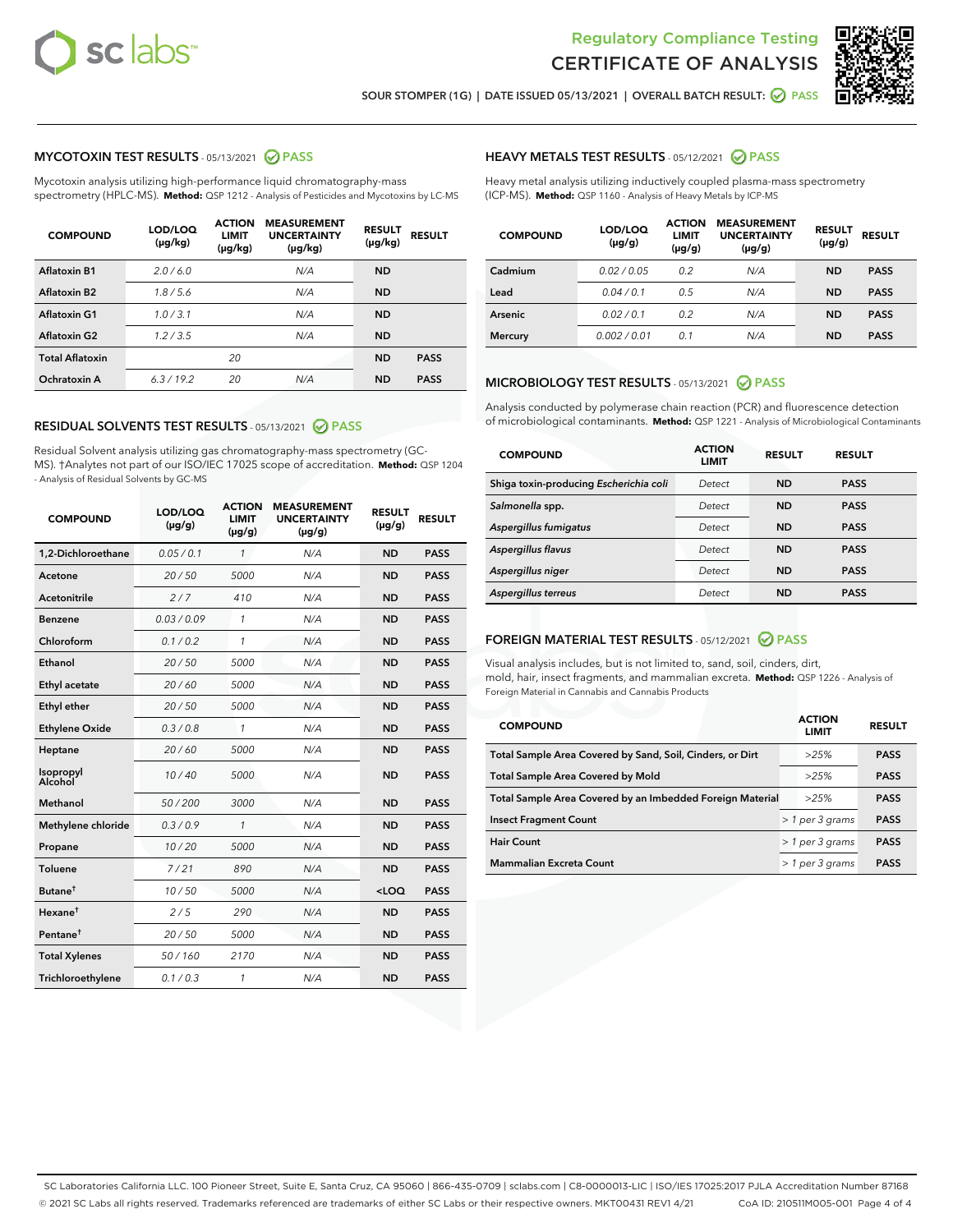Regulatory Compliance Testing
# CERTIFICATE OF ANALYSIS

SOUR STOMPER (1G) | DATE ISSUED 05/13/2021 | OVERALL BATCH RESULT: PASS

## MYCOTOXIN TEST RESULTS - 05/13/2021 PASS

Mycotoxin analysis utilizing high-performance liquid chromatography-mass spectrometry (HPLC-MS). **Method:** QSP 1212 - Analysis of Pesticides and Mycotoxins by LC-MS

| COMPOUND | LOD/LOQ (µg/kg) | ACTION LIMIT (µg/kg) | MEASUREMENT UNCERTAINTY (µg/kg) | RESULT (µg/kg) | RESULT |
|---|---|---|---|---|---|
| Aflatoxin B1 | 2.0 / 6.0 | | N/A | ND | |
| Aflatoxin B2 | 1.8 / 5.6 | | N/A | ND | |
| Aflatoxin G1 | 1.0 / 3.1 | | N/A | ND | |
| Aflatoxin G2 | 1.2 / 3.5 | | N/A | ND | |
| Total Aflatoxin | | 20 | | ND | PASS |
| Ochratoxin A | 6.3 / 19.2 | 20 | N/A | ND | PASS |

## RESIDUAL SOLVENTS TEST RESULTS - 05/13/2021 PASS

Residual Solvent analysis utilizing gas chromatography-mass spectrometry (GC-MS). †Analytes not part of our ISO/IEC 17025 scope of accreditation. **Method:** QSP 1204 - Analysis of Residual Solvents by GC-MS

| COMPOUND | LOD/LOQ (µg/g) | ACTION LIMIT (µg/g) | MEASUREMENT UNCERTAINTY (µg/g) | RESULT (µg/g) | RESULT |
|---|---|---|---|---|---|
| 1,2-Dichloroethane | 0.05 / 0.1 | 1 | N/A | ND | PASS |
| Acetone | 20 / 50 | 5000 | N/A | ND | PASS |
| Acetonitrile | 2 / 7 | 410 | N/A | ND | PASS |
| Benzene | 0.03 / 0.09 | 1 | N/A | ND | PASS |
| Chloroform | 0.1 / 0.2 | 1 | N/A | ND | PASS |
| Ethanol | 20 / 50 | 5000 | N/A | ND | PASS |
| Ethyl acetate | 20 / 60 | 5000 | N/A | ND | PASS |
| Ethyl ether | 20 / 50 | 5000 | N/A | ND | PASS |
| Ethylene Oxide | 0.3 / 0.8 | 1 | N/A | ND | PASS |
| Heptane | 20 / 60 | 5000 | N/A | ND | PASS |
| Isopropyl Alcohol | 10 / 40 | 5000 | N/A | ND | PASS |
| Methanol | 50 / 200 | 3000 | N/A | ND | PASS |
| Methylene chloride | 0.3 / 0.9 | 1 | N/A | ND | PASS |
| Propane | 10 / 20 | 5000 | N/A | ND | PASS |
| Toluene | 7 / 21 | 890 | N/A | ND | PASS |
| Butane† | 10 / 50 | 5000 | N/A | <LOQ | PASS |
| Hexane† | 2 / 5 | 290 | N/A | ND | PASS |
| Pentane† | 20 / 50 | 5000 | N/A | ND | PASS |
| Total Xylenes | 50 / 160 | 2170 | N/A | ND | PASS |
| Trichloroethylene | 0.1 / 0.3 | 1 | N/A | ND | PASS |

## HEAVY METALS TEST RESULTS - 05/12/2021 PASS

Heavy metal analysis utilizing inductively coupled plasma-mass spectrometry (ICP-MS). **Method:** QSP 1160 - Analysis of Heavy Metals by ICP-MS

| COMPOUND | LOD/LOQ (µg/g) | ACTION LIMIT (µg/g) | MEASUREMENT UNCERTAINTY (µg/g) | RESULT (µg/g) | RESULT |
|---|---|---|---|---|---|
| Cadmium | 0.02 / 0.05 | 0.2 | N/A | ND | PASS |
| Lead | 0.04 / 0.1 | 0.5 | N/A | ND | PASS |
| Arsenic | 0.02 / 0.1 | 0.2 | N/A | ND | PASS |
| Mercury | 0.002 / 0.01 | 0.1 | N/A | ND | PASS |

## MICROBIOLOGY TEST RESULTS - 05/13/2021 PASS

Analysis conducted by polymerase chain reaction (PCR) and fluorescence detection of microbiological contaminants. **Method:** QSP 1221 - Analysis of Microbiological Contaminants

| COMPOUND | ACTION LIMIT | RESULT | RESULT |
|---|---|---|---|
| Shiga toxin-producing *Escherichia coli* | Detect | ND | PASS |
| *Salmonella* spp. | Detect | ND | PASS |
| *Aspergillus fumigatus* | Detect | ND | PASS |
| *Aspergillus flavus* | Detect | ND | PASS |
| *Aspergillus niger* | Detect | ND | PASS |
| *Aspergillus terreus* | Detect | ND | PASS |

## FOREIGN MATERIAL TEST RESULTS - 05/12/2021 PASS

Visual analysis includes, but is not limited to, sand, soil, cinders, dirt, mold, hair, insect fragments, and mammalian excreta. **Method:** QSP 1226 - Analysis of Foreign Material in Cannabis and Cannabis Products

| COMPOUND | ACTION LIMIT | RESULT |
|---|---|---|
| Total Sample Area Covered by Sand, Soil, Cinders, or Dirt | >25% | PASS |
| Total Sample Area Covered by Mold | >25% | PASS |
| Total Sample Area Covered by an Imbedded Foreign Material | >25% | PASS |
| Insect Fragment Count | > 1 per 3 grams | PASS |
| Hair Count | > 1 per 3 grams | PASS |
| Mammalian Excreta Count | > 1 per 3 grams | PASS |

SC Laboratories California LLC. 100 Pioneer Street, Suite E, Santa Cruz, CA 95060 | 866-435-0709 | sclabs.com | C8-0000013-LIC | ISO/IES 17025:2017 PJLA Accreditation Number 87168
© 2021 SC Labs all rights reserved. Trademarks referenced are trademarks of either SC Labs or their respective owners. MKT00431 REV1 4/21 CoA ID: 210511M005-001